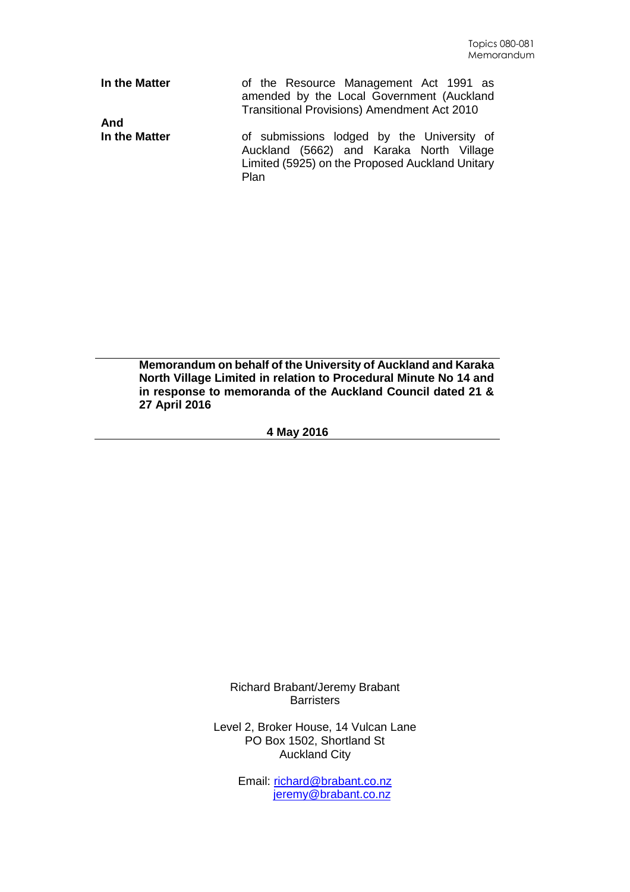Topics 080-081
Memorandum

| | |
|---|---|
| **In the Matter** | of the Resource Management Act 1991 as amended by the Local Government (Auckland Transitional Provisions) Amendment Act 2010 |
| **And** | |
| **In the Matter** | of submissions lodged by the University of Auckland (5662) and Karaka North Village Limited (5925) on the Proposed Auckland Unitary Plan |

---

**Memorandum on behalf of the University of Auckland and Karaka North Village Limited in relation to Procedural Minute No 14 and in response to memoranda of the Auckland Council dated 21 & 27 April 2016**

**4 May 2016**

---

Richard Brabant/Jeremy Brabant
Barristers

Level 2, Broker House, 14 Vulcan Lane
PO Box 1502, Shortland St
Auckland City

Email: richard@brabant.co.nz
jeremy@brabant.co.nz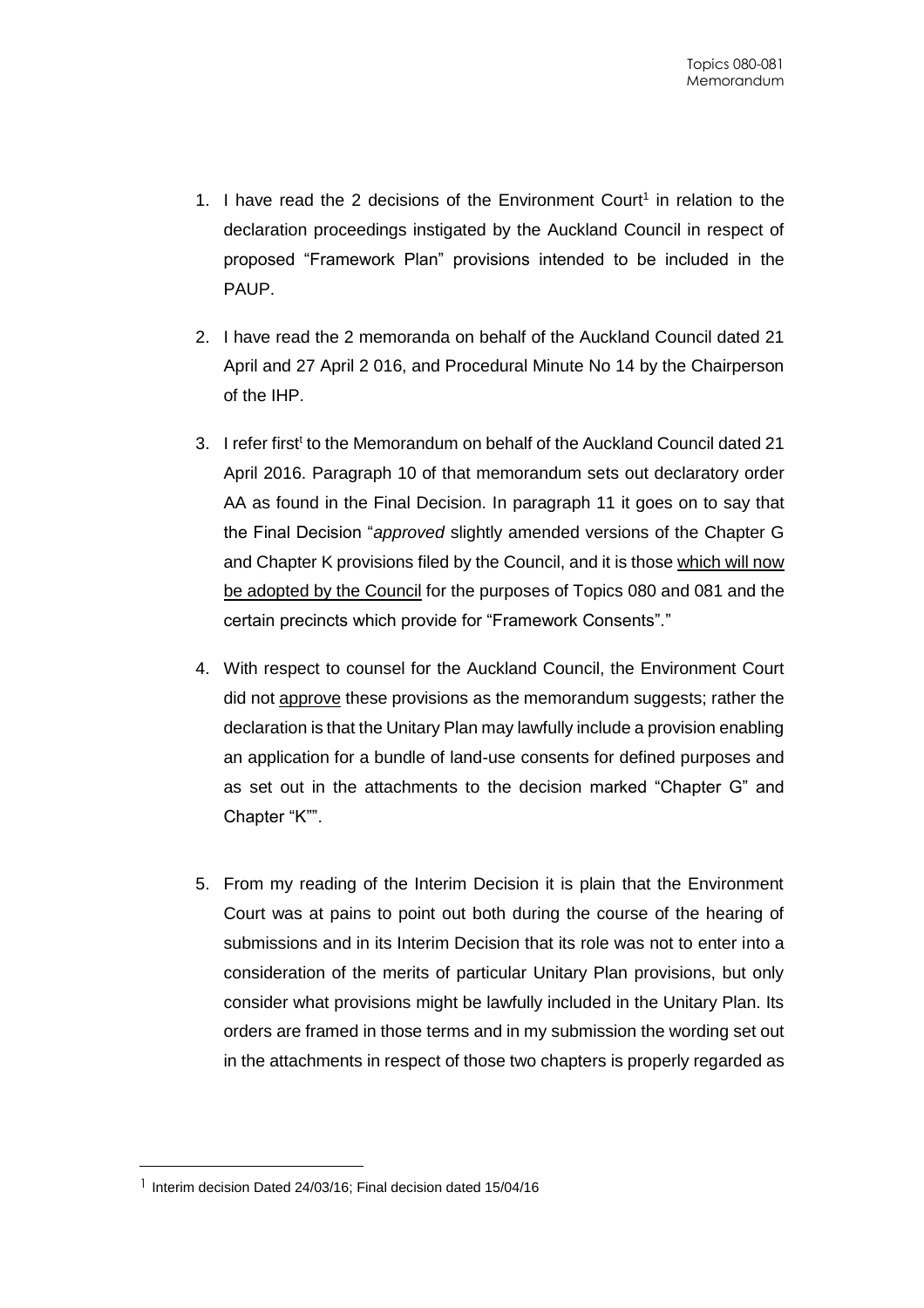1. I have read the 2 decisions of the Environment Court[1] in relation to the declaration proceedings instigated by the Auckland Council in respect of proposed "Framework Plan" provisions intended to be included in the PAUP.

2. I have read the 2 memoranda on behalf of the Auckland Council dated 21 April and 27 April 2 016, and Procedural Minute No 14 by the Chairperson of the IHP.

3. I refer first[t] to the Memorandum on behalf of the Auckland Council dated 21 April 2016. Paragraph 10 of that memorandum sets out declaratory order AA as found in the Final Decision. In paragraph 11 it goes on to say that the Final Decision "*approved* slightly amended versions of the Chapter G and Chapter K provisions filed by the Council, and it is those <u>which will now be adopted by the Council</u> for the purposes of Topics 080 and 081 and the certain precincts which provide for "Framework Consents"."

4. With respect to counsel for the Auckland Council, the Environment Court did not <u>approve</u> these provisions as the memorandum suggests; rather the declaration is that the Unitary Plan may lawfully include a provision enabling an application for a bundle of land-use consents for defined purposes and as set out in the attachments to the decision marked "Chapter G" and Chapter "K"".

5. From my reading of the Interim Decision it is plain that the Environment Court was at pains to point out both during the course of the hearing of submissions and in its Interim Decision that its role was not to enter into a consideration of the merits of particular Unitary Plan provisions, but only consider what provisions might be lawfully included in the Unitary Plan. Its orders are framed in those terms and in my submission the wording set out in the attachments in respect of those two chapters is properly regarded as

---

[1] Interim decision Dated 24/03/16; Final decision dated 15/04/16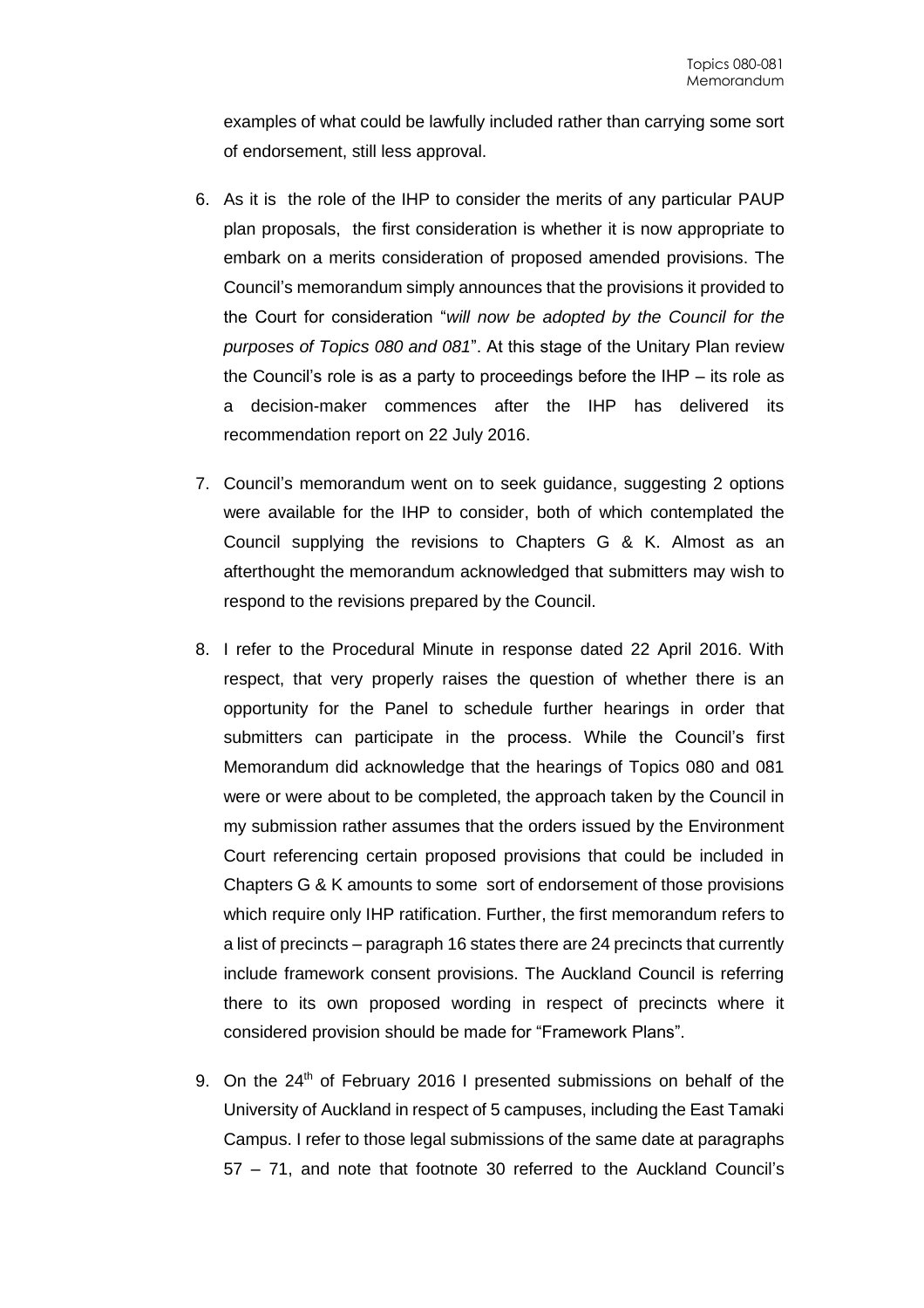examples of what could be lawfully included rather than carrying some sort of endorsement, still less approval.

6. As it is the role of the IHP to consider the merits of any particular PAUP plan proposals, the first consideration is whether it is now appropriate to embark on a merits consideration of proposed amended provisions. The Council's memorandum simply announces that the provisions it provided to the Court for consideration "*will now be adopted by the Council for the purposes of Topics 080 and 081*". At this stage of the Unitary Plan review the Council's role is as a party to proceedings before the IHP – its role as a decision-maker commences after the IHP has delivered its recommendation report on 22 July 2016.

7. Council's memorandum went on to seek guidance, suggesting 2 options were available for the IHP to consider, both of which contemplated the Council supplying the revisions to Chapters G & K. Almost as an afterthought the memorandum acknowledged that submitters may wish to respond to the revisions prepared by the Council.

8. I refer to the Procedural Minute in response dated 22 April 2016. With respect, that very properly raises the question of whether there is an opportunity for the Panel to schedule further hearings in order that submitters can participate in the process. While the Council's first Memorandum did acknowledge that the hearings of Topics 080 and 081 were or were about to be completed, the approach taken by the Council in my submission rather assumes that the orders issued by the Environment Court referencing certain proposed provisions that could be included in Chapters G & K amounts to some sort of endorsement of those provisions which require only IHP ratification. Further, the first memorandum refers to a list of precincts – paragraph 16 states there are 24 precincts that currently include framework consent provisions. The Auckland Council is referring there to its own proposed wording in respect of precincts where it considered provision should be made for "Framework Plans".

9. On the 24th of February 2016 I presented submissions on behalf of the University of Auckland in respect of 5 campuses, including the East Tamaki Campus. I refer to those legal submissions of the same date at paragraphs 57 – 71, and note that footnote 30 referred to the Auckland Council's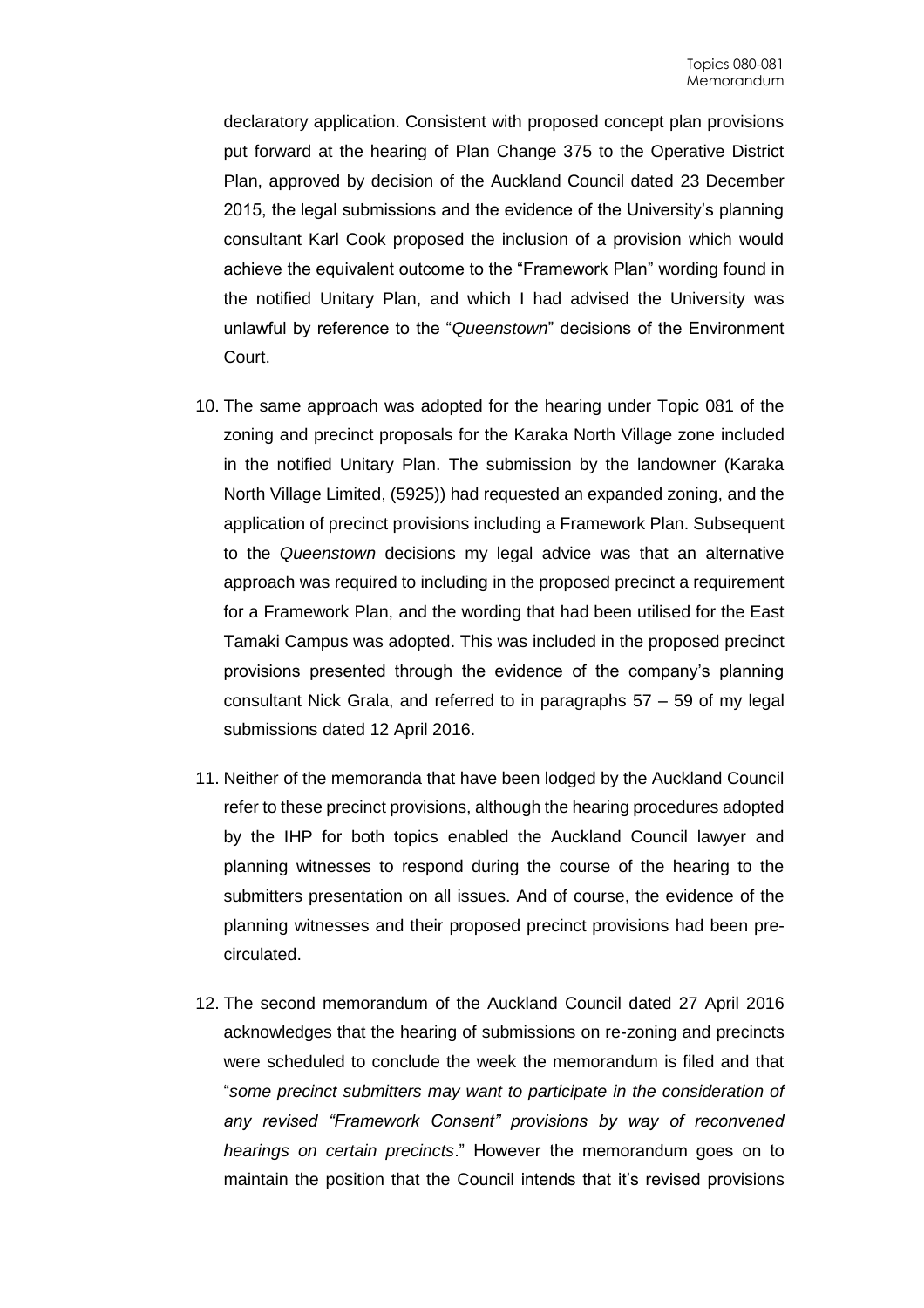declaratory application. Consistent with proposed concept plan provisions put forward at the hearing of Plan Change 375 to the Operative District Plan, approved by decision of the Auckland Council dated 23 December 2015, the legal submissions and the evidence of the University's planning consultant Karl Cook proposed the inclusion of a provision which would achieve the equivalent outcome to the "Framework Plan" wording found in the notified Unitary Plan, and which I had advised the University was unlawful by reference to the "*Queenstown*" decisions of the Environment Court.

10. The same approach was adopted for the hearing under Topic 081 of the zoning and precinct proposals for the Karaka North Village zone included in the notified Unitary Plan. The submission by the landowner (Karaka North Village Limited, (5925)) had requested an expanded zoning, and the application of precinct provisions including a Framework Plan. Subsequent to the *Queenstown* decisions my legal advice was that an alternative approach was required to including in the proposed precinct a requirement for a Framework Plan, and the wording that had been utilised for the East Tamaki Campus was adopted. This was included in the proposed precinct provisions presented through the evidence of the company's planning consultant Nick Grala, and referred to in paragraphs 57 – 59 of my legal submissions dated 12 April 2016.

11. Neither of the memoranda that have been lodged by the Auckland Council refer to these precinct provisions, although the hearing procedures adopted by the IHP for both topics enabled the Auckland Council lawyer and planning witnesses to respond during the course of the hearing to the submitters presentation on all issues. And of course, the evidence of the planning witnesses and their proposed precinct provisions had been pre-circulated.

12. The second memorandum of the Auckland Council dated 27 April 2016 acknowledges that the hearing of submissions on re-zoning and precincts were scheduled to conclude the week the memorandum is filed and that "*some precinct submitters may want to participate in the consideration of any revised "Framework Consent" provisions by way of reconvened hearings on certain precincts*." However the memorandum goes on to maintain the position that the Council intends that it's revised provisions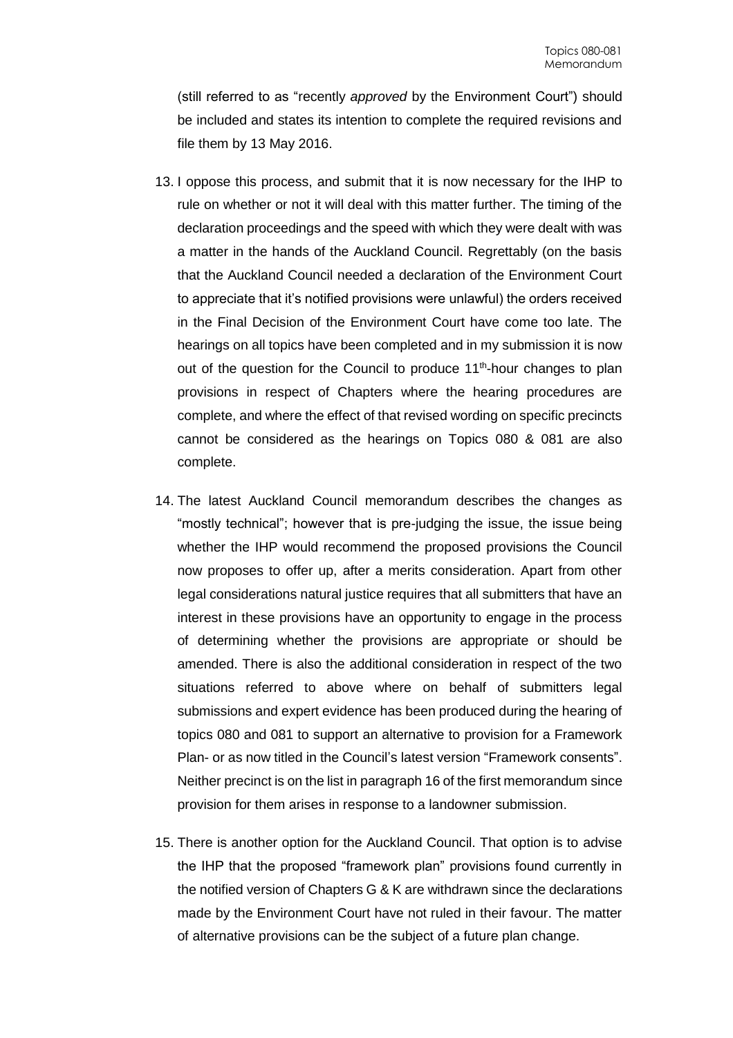(still referred to as "recently *approved* by the Environment Court") should be included and states its intention to complete the required revisions and file them by 13 May 2016.

13. I oppose this process, and submit that it is now necessary for the IHP to rule on whether or not it will deal with this matter further. The timing of the declaration proceedings and the speed with which they were dealt with was a matter in the hands of the Auckland Council. Regrettably (on the basis that the Auckland Council needed a declaration of the Environment Court to appreciate that it's notified provisions were unlawful) the orders received in the Final Decision of the Environment Court have come too late. The hearings on all topics have been completed and in my submission it is now out of the question for the Council to produce 11th-hour changes to plan provisions in respect of Chapters where the hearing procedures are complete, and where the effect of that revised wording on specific precincts cannot be considered as the hearings on Topics 080 & 081 are also complete.

14. The latest Auckland Council memorandum describes the changes as "mostly technical"; however that is pre-judging the issue, the issue being whether the IHP would recommend the proposed provisions the Council now proposes to offer up, after a merits consideration. Apart from other legal considerations natural justice requires that all submitters that have an interest in these provisions have an opportunity to engage in the process of determining whether the provisions are appropriate or should be amended. There is also the additional consideration in respect of the two situations referred to above where on behalf of submitters legal submissions and expert evidence has been produced during the hearing of topics 080 and 081 to support an alternative to provision for a Framework Plan- or as now titled in the Council's latest version "Framework consents". Neither precinct is on the list in paragraph 16 of the first memorandum since provision for them arises in response to a landowner submission.

15. There is another option for the Auckland Council. That option is to advise the IHP that the proposed "framework plan" provisions found currently in the notified version of Chapters G & K are withdrawn since the declarations made by the Environment Court have not ruled in their favour. The matter of alternative provisions can be the subject of a future plan change.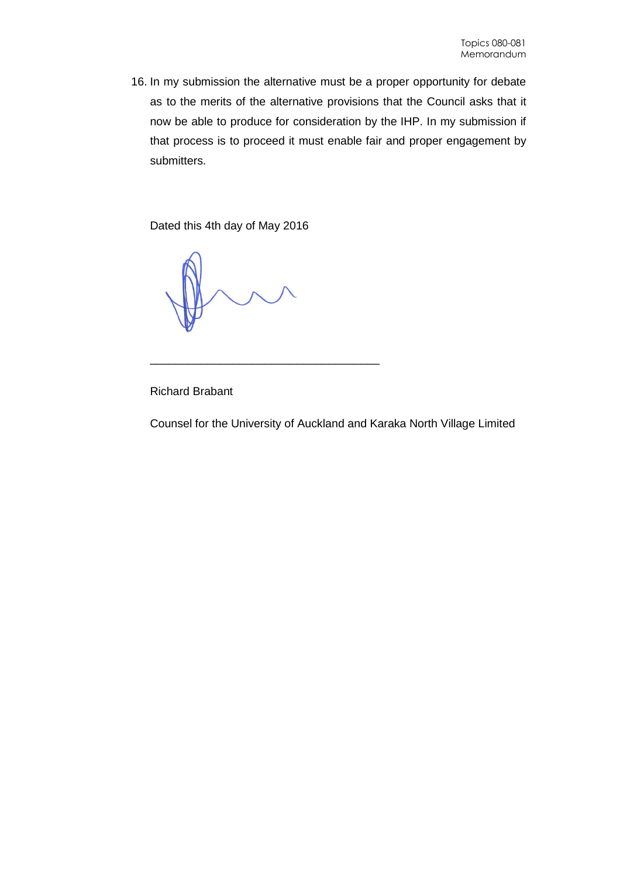16. In my submission the alternative must be a proper opportunity for debate as to the merits of the alternative provisions that the Council asks that it now be able to produce for consideration by the IHP. In my submission if that process is to proceed it must enable fair and proper engagement by submitters.

Dated this 4th day of May 2016

\_\_\_\_\_\_\_\_\_\_\_\_\_\_\_\_\_\_\_\_\_\_\_\_\_\_\_\_\_\_\_\_\_\_\_

Richard Brabant

Counsel for the University of Auckland and Karaka North Village Limited